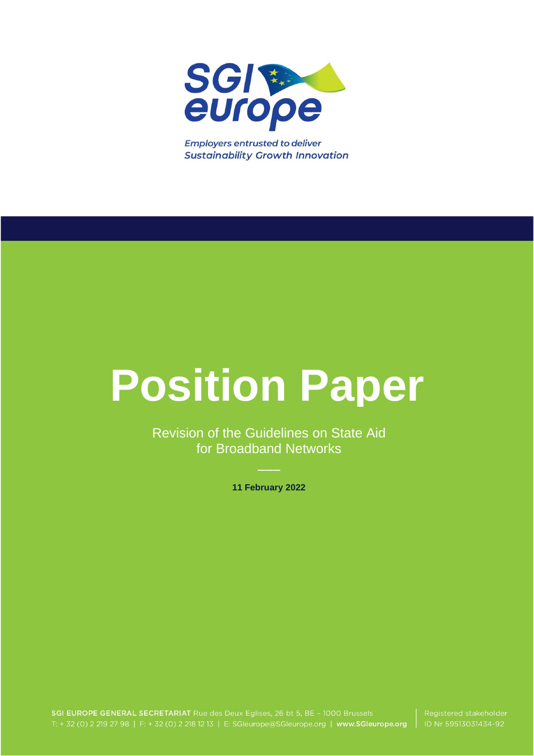SGI europe

*Employers entrusted to deliver*
***Sustainability Growth Innovation***

# Position Paper

Revision of the Guidelines on State Aid
for Broadband Networks

—

**11 February 2022**

**SGI EUROPE GENERAL SECRETARIAT** Rue des Deux Eglises, 26 bt 5, BE – 1000 Brussels
T: + 32 (0) 2 219 27 98 | F: + 32 (0) 2 218 12 13 | E: SGIeurope@SGIeurope.org | **www.SGIeurope.org**

Registered stakeholder
ID Nr 59513031434-92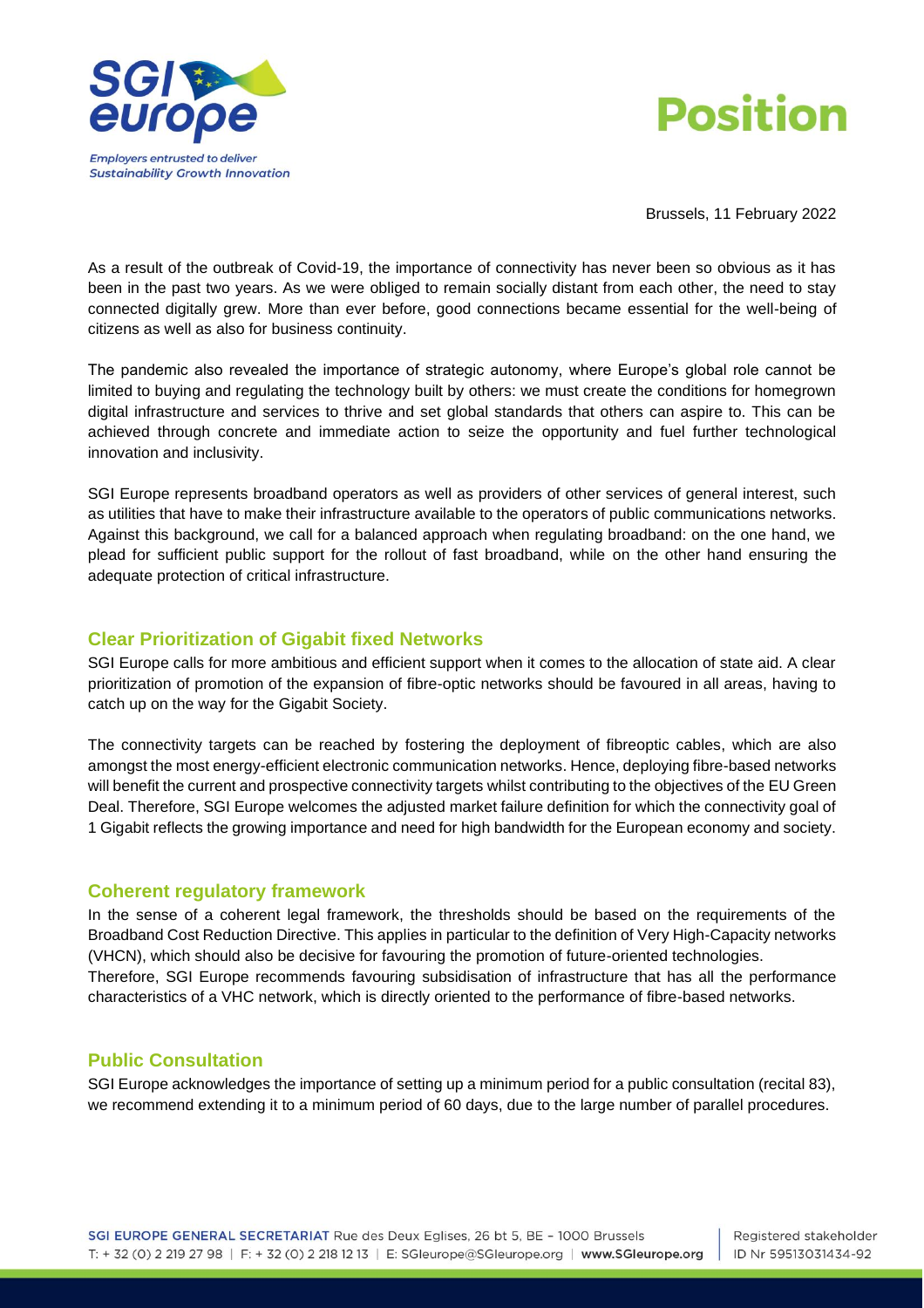Brussels, 11 February 2022

As a result of the outbreak of Covid-19, the importance of connectivity has never been so obvious as it has been in the past two years. As we were obliged to remain socially distant from each other, the need to stay connected digitally grew. More than ever before, good connections became essential for the well-being of citizens as well as also for business continuity.

The pandemic also revealed the importance of strategic autonomy, where Europe's global role cannot be limited to buying and regulating the technology built by others: we must create the conditions for homegrown digital infrastructure and services to thrive and set global standards that others can aspire to. This can be achieved through concrete and immediate action to seize the opportunity and fuel further technological innovation and inclusivity.

SGI Europe represents broadband operators as well as providers of other services of general interest, such as utilities that have to make their infrastructure available to the operators of public communications networks. Against this background, we call for a balanced approach when regulating broadband: on the one hand, we plead for sufficient public support for the rollout of fast broadband, while on the other hand ensuring the adequate protection of critical infrastructure.

## Clear Prioritization of Gigabit fixed Networks

SGI Europe calls for more ambitious and efficient support when it comes to the allocation of state aid. A clear prioritization of promotion of the expansion of fibre-optic networks should be favoured in all areas, having to catch up on the way for the Gigabit Society.

The connectivity targets can be reached by fostering the deployment of fibreoptic cables, which are also amongst the most energy-efficient electronic communication networks. Hence, deploying fibre-based networks will benefit the current and prospective connectivity targets whilst contributing to the objectives of the EU Green Deal. Therefore, SGI Europe welcomes the adjusted market failure definition for which the connectivity goal of 1 Gigabit reflects the growing importance and need for high bandwidth for the European economy and society.

## Coherent regulatory framework

In the sense of a coherent legal framework, the thresholds should be based on the requirements of the Broadband Cost Reduction Directive. This applies in particular to the definition of Very High-Capacity networks (VHCN), which should also be decisive for favouring the promotion of future-oriented technologies.
Therefore, SGI Europe recommends favouring subsidisation of infrastructure that has all the performance characteristics of a VHC network, which is directly oriented to the performance of fibre-based networks.

## Public Consultation

SGI Europe acknowledges the importance of setting up a minimum period for a public consultation (recital 83), we recommend extending it to a minimum period of 60 days, due to the large number of parallel procedures.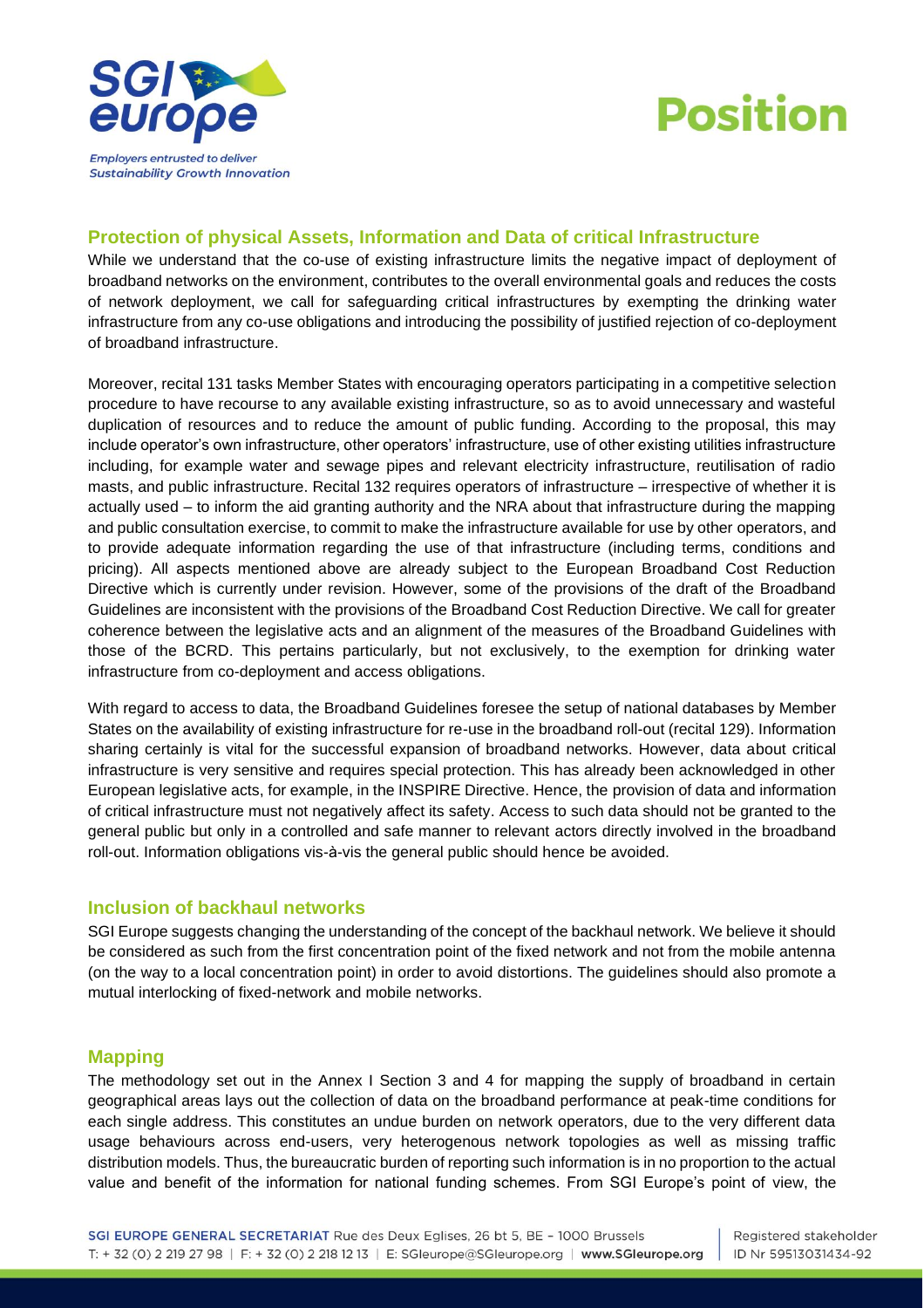## Protection of physical Assets, Information and Data of critical Infrastructure

While we understand that the co-use of existing infrastructure limits the negative impact of deployment of broadband networks on the environment, contributes to the overall environmental goals and reduces the costs of network deployment, we call for safeguarding critical infrastructures by exempting the drinking water infrastructure from any co-use obligations and introducing the possibility of justified rejection of co-deployment of broadband infrastructure.

Moreover, recital 131 tasks Member States with encouraging operators participating in a competitive selection procedure to have recourse to any available existing infrastructure, so as to avoid unnecessary and wasteful duplication of resources and to reduce the amount of public funding. According to the proposal, this may include operator's own infrastructure, other operators' infrastructure, use of other existing utilities infrastructure including, for example water and sewage pipes and relevant electricity infrastructure, reutilisation of radio masts, and public infrastructure. Recital 132 requires operators of infrastructure – irrespective of whether it is actually used – to inform the aid granting authority and the NRA about that infrastructure during the mapping and public consultation exercise, to commit to make the infrastructure available for use by other operators, and to provide adequate information regarding the use of that infrastructure (including terms, conditions and pricing). All aspects mentioned above are already subject to the European Broadband Cost Reduction Directive which is currently under revision. However, some of the provisions of the draft of the Broadband Guidelines are inconsistent with the provisions of the Broadband Cost Reduction Directive. We call for greater coherence between the legislative acts and an alignment of the measures of the Broadband Guidelines with those of the BCRD. This pertains particularly, but not exclusively, to the exemption for drinking water infrastructure from co-deployment and access obligations.

With regard to access to data, the Broadband Guidelines foresee the setup of national databases by Member States on the availability of existing infrastructure for re-use in the broadband roll-out (recital 129). Information sharing certainly is vital for the successful expansion of broadband networks. However, data about critical infrastructure is very sensitive and requires special protection. This has already been acknowledged in other European legislative acts, for example, in the INSPIRE Directive. Hence, the provision of data and information of critical infrastructure must not negatively affect its safety. Access to such data should not be granted to the general public but only in a controlled and safe manner to relevant actors directly involved in the broadband roll-out. Information obligations vis-à-vis the general public should hence be avoided.

## Inclusion of backhaul networks

SGI Europe suggests changing the understanding of the concept of the backhaul network. We believe it should be considered as such from the first concentration point of the fixed network and not from the mobile antenna (on the way to a local concentration point) in order to avoid distortions. The guidelines should also promote a mutual interlocking of fixed-network and mobile networks.

## Mapping

The methodology set out in the Annex I Section 3 and 4 for mapping the supply of broadband in certain geographical areas lays out the collection of data on the broadband performance at peak-time conditions for each single address. This constitutes an undue burden on network operators, due to the very different data usage behaviours across end-users, very heterogenous network topologies as well as missing traffic distribution models. Thus, the bureaucratic burden of reporting such information is in no proportion to the actual value and benefit of the information for national funding schemes. From SGI Europe's point of view, the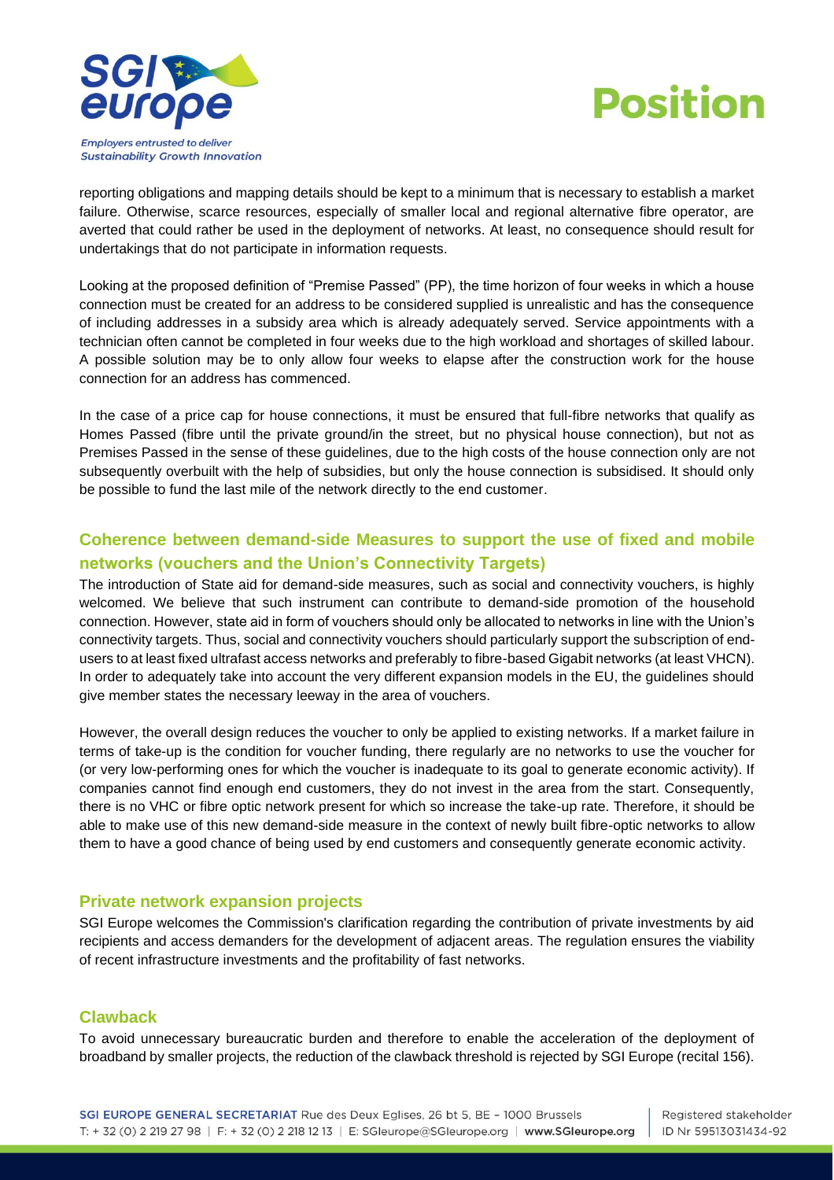reporting obligations and mapping details should be kept to a minimum that is necessary to establish a market failure. Otherwise, scarce resources, especially of smaller local and regional alternative fibre operator, are averted that could rather be used in the deployment of networks. At least, no consequence should result for undertakings that do not participate in information requests.

Looking at the proposed definition of "Premise Passed" (PP), the time horizon of four weeks in which a house connection must be created for an address to be considered supplied is unrealistic and has the consequence of including addresses in a subsidy area which is already adequately served. Service appointments with a technician often cannot be completed in four weeks due to the high workload and shortages of skilled labour. A possible solution may be to only allow four weeks to elapse after the construction work for the house connection for an address has commenced.

In the case of a price cap for house connections, it must be ensured that full-fibre networks that qualify as Homes Passed (fibre until the private ground/in the street, but no physical house connection), but not as Premises Passed in the sense of these guidelines, due to the high costs of the house connection only are not subsequently overbuilt with the help of subsidies, but only the house connection is subsidised. It should only be possible to fund the last mile of the network directly to the end customer.

## Coherence between demand-side Measures to support the use of fixed and mobile networks (vouchers and the Union's Connectivity Targets)

The introduction of State aid for demand-side measures, such as social and connectivity vouchers, is highly welcomed. We believe that such instrument can contribute to demand-side promotion of the household connection. However, state aid in form of vouchers should only be allocated to networks in line with the Union's connectivity targets. Thus, social and connectivity vouchers should particularly support the subscription of end-users to at least fixed ultrafast access networks and preferably to fibre-based Gigabit networks (at least VHCN). In order to adequately take into account the very different expansion models in the EU, the guidelines should give member states the necessary leeway in the area of vouchers.

However, the overall design reduces the voucher to only be applied to existing networks. If a market failure in terms of take-up is the condition for voucher funding, there regularly are no networks to use the voucher for (or very low-performing ones for which the voucher is inadequate to its goal to generate economic activity). If companies cannot find enough end customers, they do not invest in the area from the start. Consequently, there is no VHC or fibre optic network present for which so increase the take-up rate. Therefore, it should be able to make use of this new demand-side measure in the context of newly built fibre-optic networks to allow them to have a good chance of being used by end customers and consequently generate economic activity.

## Private network expansion projects

SGI Europe welcomes the Commission's clarification regarding the contribution of private investments by aid recipients and access demanders for the development of adjacent areas. The regulation ensures the viability of recent infrastructure investments and the profitability of fast networks.

## Clawback

To avoid unnecessary bureaucratic burden and therefore to enable the acceleration of the deployment of broadband by smaller projects, the reduction of the clawback threshold is rejected by SGI Europe (recital 156).